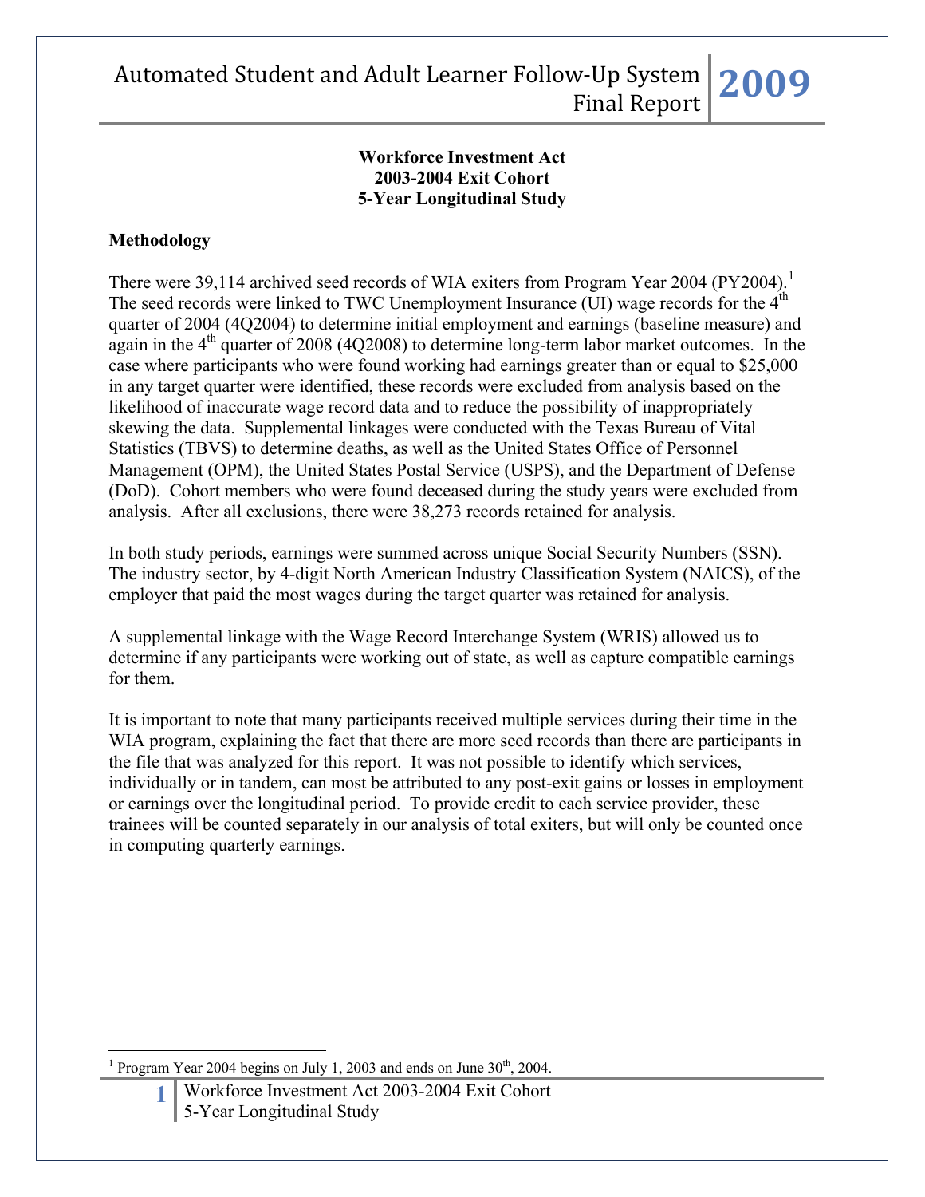# Workforce Investment Act
## 2003-2004 Exit Cohort
## 5-Year Longitudinal Study

### Methodology

There were 39,114 archived seed records of WIA exiters from Program Year 2004 (PY2004).[1] The seed records were linked to TWC Unemployment Insurance (UI) wage records for the 4th quarter of 2004 (4Q2004) to determine initial employment and earnings (baseline measure) and again in the 4th quarter of 2008 (4Q2008) to determine long-term labor market outcomes. In the case where participants who were found working had earnings greater than or equal to $25,000 in any target quarter were identified, these records were excluded from analysis based on the likelihood of inaccurate wage record data and to reduce the possibility of inappropriately skewing the data. Supplemental linkages were conducted with the Texas Bureau of Vital Statistics (TBVS) to determine deaths, as well as the United States Office of Personnel Management (OPM), the United States Postal Service (USPS), and the Department of Defense (DoD). Cohort members who were found deceased during the study years were excluded from analysis. After all exclusions, there were 38,273 records retained for analysis.

In both study periods, earnings were summed across unique Social Security Numbers (SSN). The industry sector, by 4-digit North American Industry Classification System (NAICS), of the employer that paid the most wages during the target quarter was retained for analysis.

A supplemental linkage with the Wage Record Interchange System (WRIS) allowed us to determine if any participants were working out of state, as well as capture compatible earnings for them.

It is important to note that many participants received multiple services during their time in the WIA program, explaining the fact that there are more seed records than there are participants in the file that was analyzed for this report. It was not possible to identify which services, individually or in tandem, can most be attributed to any post-exit gains or losses in employment or earnings over the longitudinal period. To provide credit to each service provider, these trainees will be counted separately in our analysis of total exiters, but will only be counted once in computing quarterly earnings.

---

[1] Program Year 2004 begins on July 1, 2003 and ends on June 30th, 2004.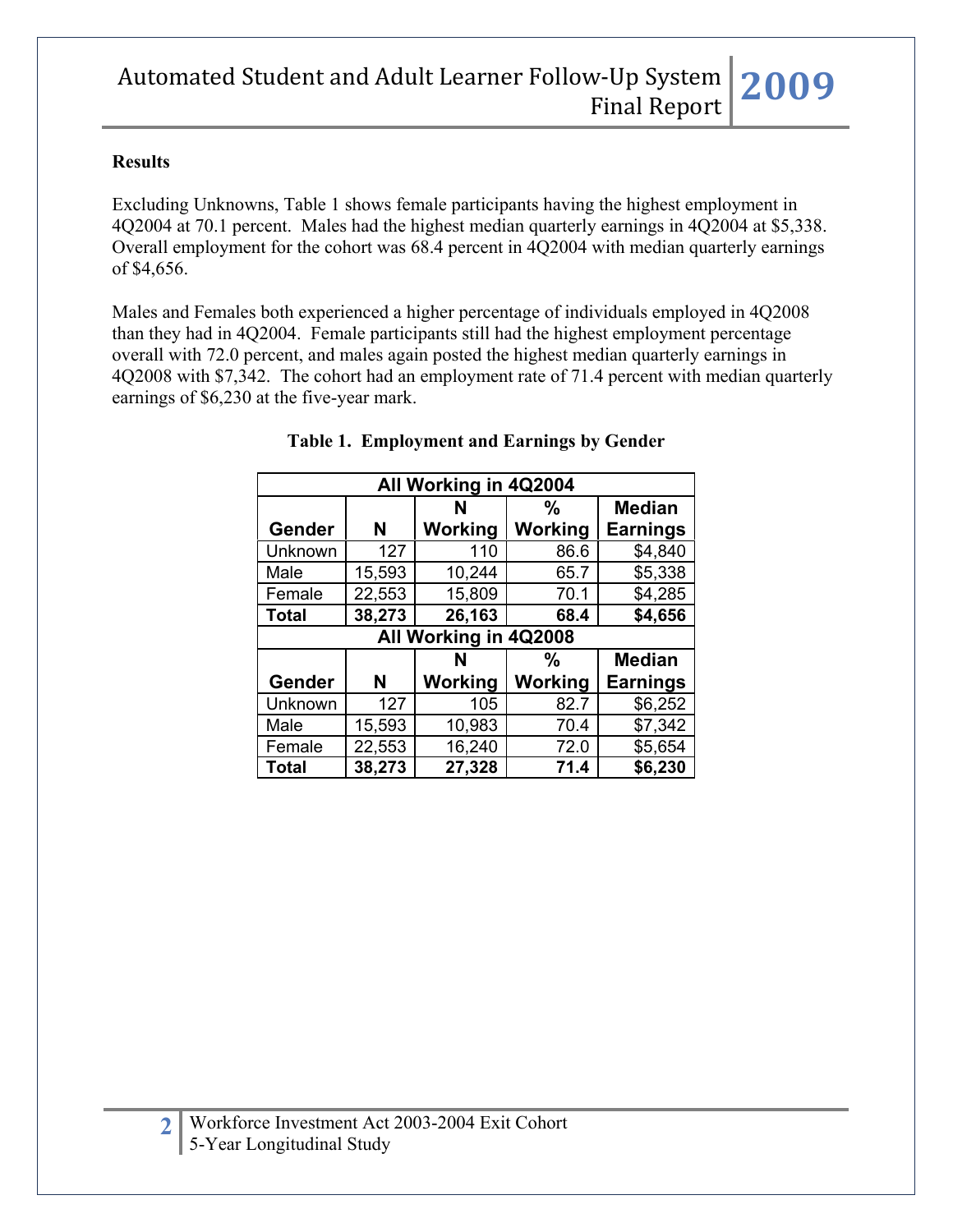**Results**

Excluding Unknowns, Table 1 shows female participants having the highest employment in 4Q2004 at 70.1 percent. Males had the highest median quarterly earnings in 4Q2004 at $5,338. Overall employment for the cohort was 68.4 percent in 4Q2004 with median quarterly earnings of $4,656.

Males and Females both experienced a higher percentage of individuals employed in 4Q2008 than they had in 4Q2004. Female participants still had the highest employment percentage overall with 72.0 percent, and males again posted the highest median quarterly earnings in 4Q2008 with $7,342. The cohort had an employment rate of 71.4 percent with median quarterly earnings of $6,230 at the five-year mark.

**Table 1. Employment and Earnings by Gender**

| All Working in 4Q2004 | | | | |
|---|---|---|---|---|
| **Gender** | **N** | **N Working** | **% Working** | **Median Earnings** |
| Unknown | 127 | 110 | 86.6 | $4,840 |
| Male | 15,593 | 10,244 | 65.7 | $5,338 |
| Female | 22,553 | 15,809 | 70.1 | $4,285 |
| **Total** | **38,273** | **26,163** | **68.4** | **$4,656** |
| **All Working in 4Q2008** | | | | |
| **Gender** | **N** | **N Working** | **% Working** | **Median Earnings** |
| Unknown | 127 | 105 | 82.7 | $6,252 |
| Male | 15,593 | 10,983 | 70.4 | $7,342 |
| Female | 22,553 | 16,240 | 72.0 | $5,654 |
| **Total** | **38,273** | **27,328** | **71.4** | **$6,230** |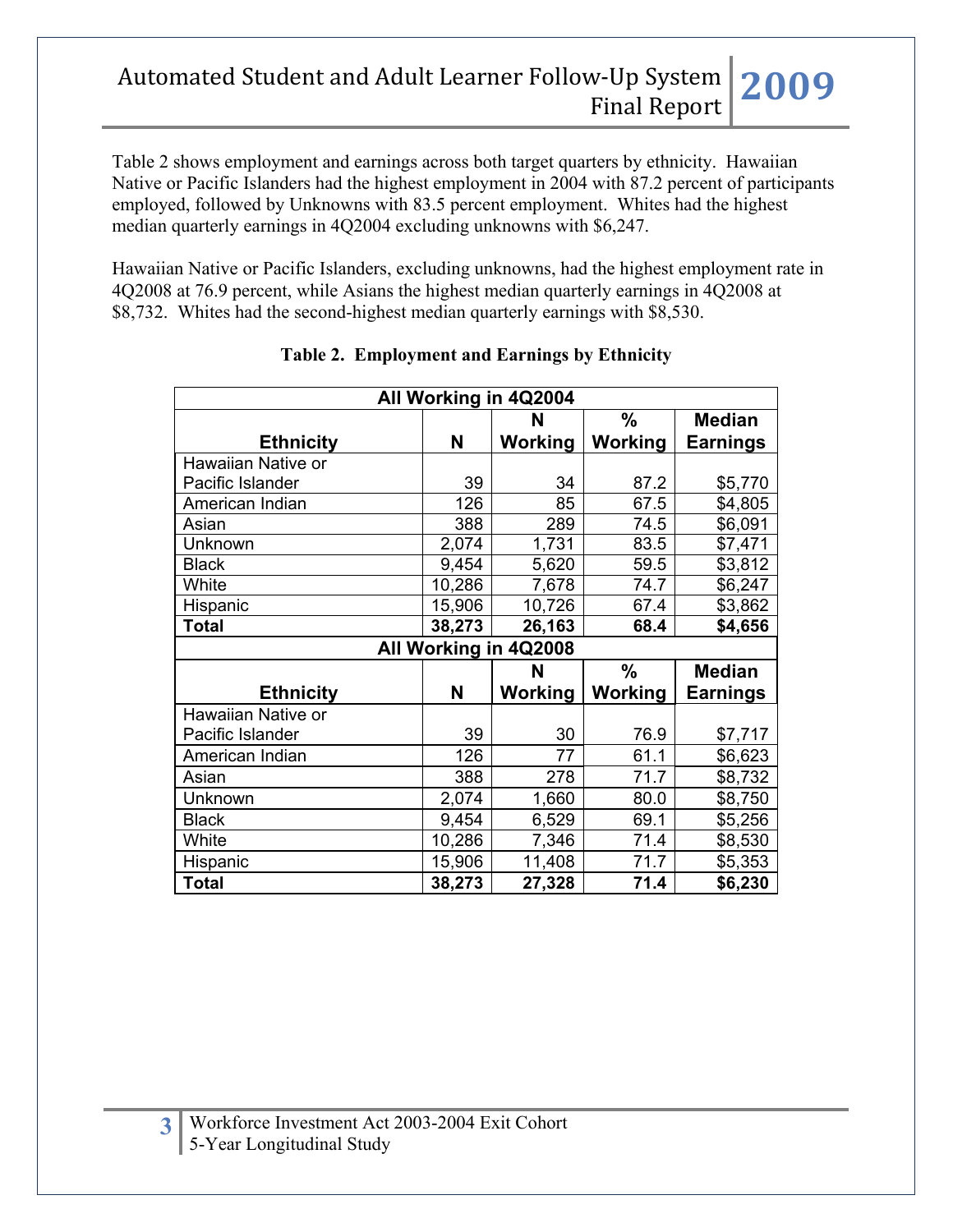Table 2 shows employment and earnings across both target quarters by ethnicity. Hawaiian Native or Pacific Islanders had the highest employment in 2004 with 87.2 percent of participants employed, followed by Unknowns with 83.5 percent employment. Whites had the highest median quarterly earnings in 4Q2004 excluding unknowns with $6,247.

Hawaiian Native or Pacific Islanders, excluding unknowns, had the highest employment rate in 4Q2008 at 76.9 percent, while Asians the highest median quarterly earnings in 4Q2008 at $8,732. Whites had the second-highest median quarterly earnings with $8,530.

**Table 2. Employment and Earnings by Ethnicity**

| All Working in 4Q2004 | | | | |
|---|---|---|---|---|
| **Ethnicity** | **N** | **N Working** | **% Working** | **Median Earnings** |
| Hawaiian Native or Pacific Islander | 39 | 34 | 87.2 | $5,770 |
| American Indian | 126 | 85 | 67.5 | $4,805 |
| Asian | 388 | 289 | 74.5 | $6,091 |
| Unknown | 2,074 | 1,731 | 83.5 | $7,471 |
| Black | 9,454 | 5,620 | 59.5 | $3,812 |
| White | 10,286 | 7,678 | 74.7 | $6,247 |
| Hispanic | 15,906 | 10,726 | 67.4 | $3,862 |
| **Total** | **38,273** | **26,163** | **68.4** | **$4,656** |
| **All Working in 4Q2008** | | | | |
| **Ethnicity** | **N** | **N Working** | **% Working** | **Median Earnings** |
| Hawaiian Native or Pacific Islander | 39 | 30 | 76.9 | $7,717 |
| American Indian | 126 | 77 | 61.1 | $6,623 |
| Asian | 388 | 278 | 71.7 | $8,732 |
| Unknown | 2,074 | 1,660 | 80.0 | $8,750 |
| Black | 9,454 | 6,529 | 69.1 | $5,256 |
| White | 10,286 | 7,346 | 71.4 | $8,530 |
| Hispanic | 15,906 | 11,408 | 71.7 | $5,353 |
| **Total** | **38,273** | **27,328** | **71.4** | **$6,230** |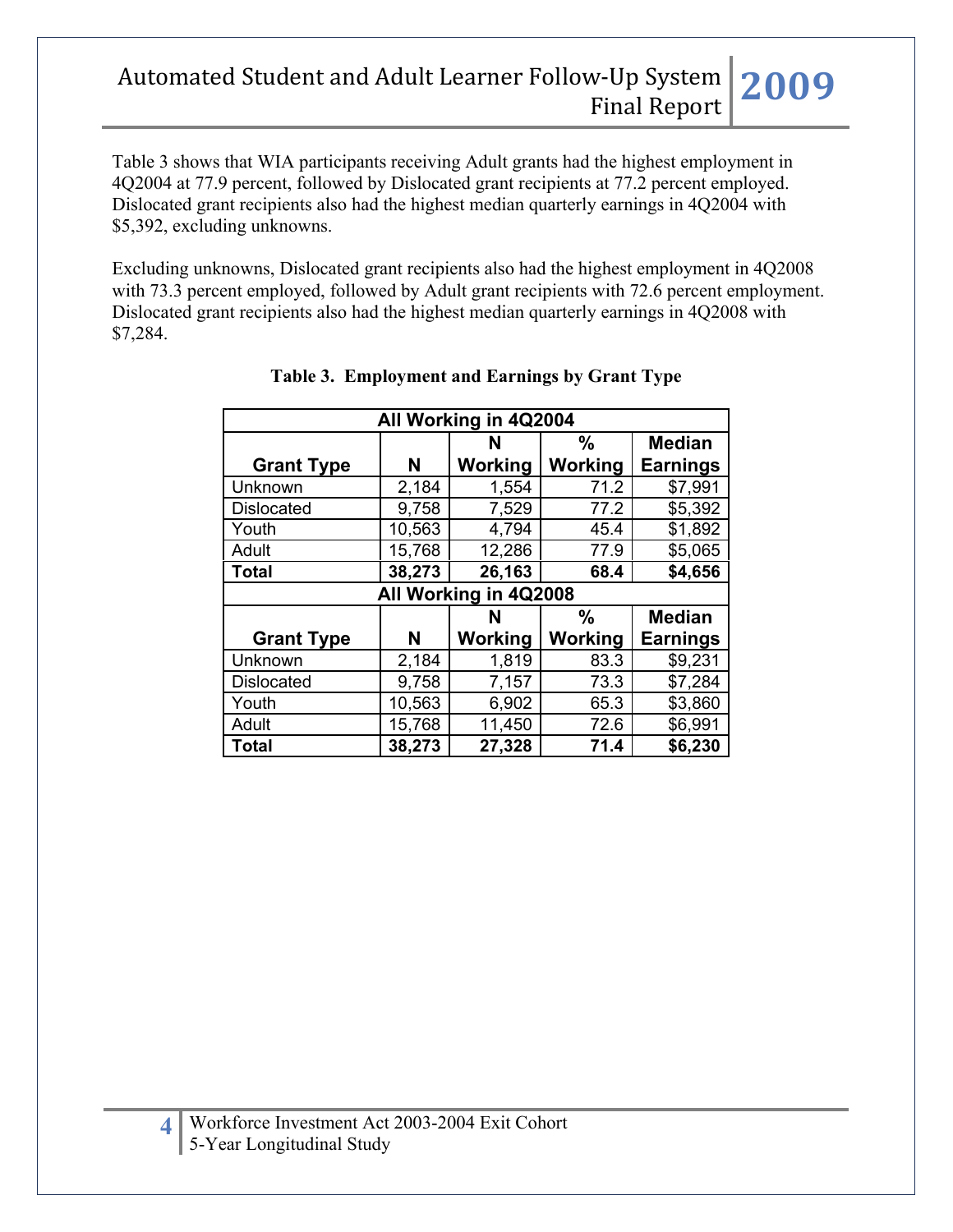Table 3 shows that WIA participants receiving Adult grants had the highest employment in 4Q2004 at 77.9 percent, followed by Dislocated grant recipients at 77.2 percent employed. Dislocated grant recipients also had the highest median quarterly earnings in 4Q2004 with $5,392, excluding unknowns.

Excluding unknowns, Dislocated grant recipients also had the highest employment in 4Q2008 with 73.3 percent employed, followed by Adult grant recipients with 72.6 percent employment. Dislocated grant recipients also had the highest median quarterly earnings in 4Q2008 with $7,284.

**Table 3. Employment and Earnings by Grant Type**

| All Working in 4Q2004 | | | | |
|---|---|---|---|---|
| **Grant Type** | **N** | **N Working** | **% Working** | **Median Earnings** |
| Unknown | 2,184 | 1,554 | 71.2 | $7,991 |
| Dislocated | 9,758 | 7,529 | 77.2 | $5,392 |
| Youth | 10,563 | 4,794 | 45.4 | $1,892 |
| Adult | 15,768 | 12,286 | 77.9 | $5,065 |
| **Total** | **38,273** | **26,163** | **68.4** | **$4,656** |
| **All Working in 4Q2008** | | | | |
| **Grant Type** | **N** | **N Working** | **% Working** | **Median Earnings** |
| Unknown | 2,184 | 1,819 | 83.3 | $9,231 |
| Dislocated | 9,758 | 7,157 | 73.3 | $7,284 |
| Youth | 10,563 | 6,902 | 65.3 | $3,860 |
| Adult | 15,768 | 11,450 | 72.6 | $6,991 |
| **Total** | **38,273** | **27,328** | **71.4** | **$6,230** |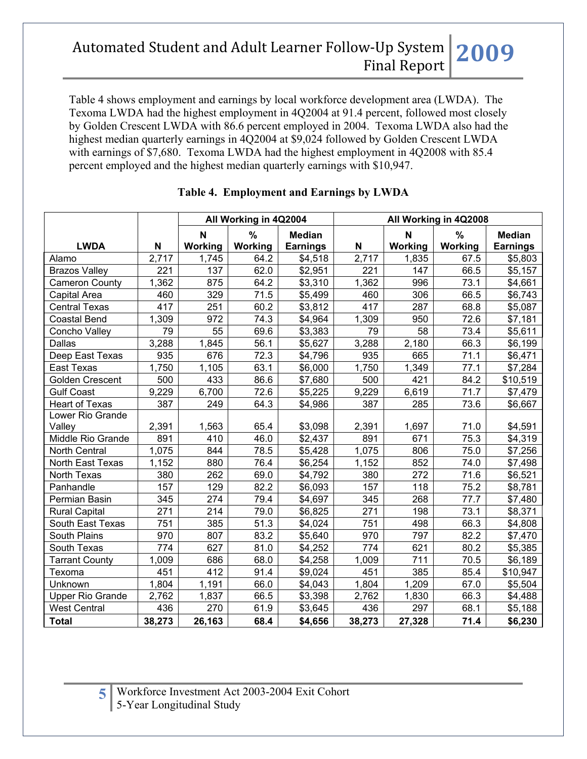Table 4 shows employment and earnings by local workforce development area (LWDA). The Texoma LWDA had the highest employment in 4Q2004 at 91.4 percent, followed most closely by Golden Crescent LWDA with 86.6 percent employed in 2004. Texoma LWDA also had the highest median quarterly earnings in 4Q2004 at $9,024 followed by Golden Crescent LWDA with earnings of $7,680. Texoma LWDA had the highest employment in 4Q2008 with 85.4 percent employed and the highest median quarterly earnings with $10,947.

**Table 4. Employment and Earnings by LWDA**

| | | All Working in 4Q2004 | | | All Working in 4Q2008 | | | |
|---|---|---|---|---|---|---|---|---|
| **LWDA** | **N** | **N Working** | **% Working** | **Median Earnings** | **N** | **N Working** | **% Working** | **Median Earnings** |
| Alamo | 2,717 | 1,745 | 64.2 | $4,518 | 2,717 | 1,835 | 67.5 | $5,803 |
| Brazos Valley | 221 | 137 | 62.0 | $2,951 | 221 | 147 | 66.5 | $5,157 |
| Cameron County | 1,362 | 875 | 64.2 | $3,310 | 1,362 | 996 | 73.1 | $4,661 |
| Capital Area | 460 | 329 | 71.5 | $5,499 | 460 | 306 | 66.5 | $6,743 |
| Central Texas | 417 | 251 | 60.2 | $3,812 | 417 | 287 | 68.8 | $5,087 |
| Coastal Bend | 1,309 | 972 | 74.3 | $4,964 | 1,309 | 950 | 72.6 | $7,181 |
| Concho Valley | 79 | 55 | 69.6 | $3,383 | 79 | 58 | 73.4 | $5,611 |
| Dallas | 3,288 | 1,845 | 56.1 | $5,627 | 3,288 | 2,180 | 66.3 | $6,199 |
| Deep East Texas | 935 | 676 | 72.3 | $4,796 | 935 | 665 | 71.1 | $6,471 |
| East Texas | 1,750 | 1,105 | 63.1 | $6,000 | 1,750 | 1,349 | 77.1 | $7,284 |
| Golden Crescent | 500 | 433 | 86.6 | $7,680 | 500 | 421 | 84.2 | $10,519 |
| Gulf Coast | 9,229 | 6,700 | 72.6 | $5,225 | 9,229 | 6,619 | 71.7 | $7,479 |
| Heart of Texas | 387 | 249 | 64.3 | $4,986 | 387 | 285 | 73.6 | $6,667 |
| Lower Rio Grande Valley | 2,391 | 1,563 | 65.4 | $3,098 | 2,391 | 1,697 | 71.0 | $4,591 |
| Middle Rio Grande | 891 | 410 | 46.0 | $2,437 | 891 | 671 | 75.3 | $4,319 |
| North Central | 1,075 | 844 | 78.5 | $5,428 | 1,075 | 806 | 75.0 | $7,256 |
| North East Texas | 1,152 | 880 | 76.4 | $6,254 | 1,152 | 852 | 74.0 | $7,498 |
| North Texas | 380 | 262 | 69.0 | $4,792 | 380 | 272 | 71.6 | $6,521 |
| Panhandle | 157 | 129 | 82.2 | $6,093 | 157 | 118 | 75.2 | $8,781 |
| Permian Basin | 345 | 274 | 79.4 | $4,697 | 345 | 268 | 77.7 | $7,480 |
| Rural Capital | 271 | 214 | 79.0 | $6,825 | 271 | 198 | 73.1 | $8,371 |
| South East Texas | 751 | 385 | 51.3 | $4,024 | 751 | 498 | 66.3 | $4,808 |
| South Plains | 970 | 807 | 83.2 | $5,640 | 970 | 797 | 82.2 | $7,470 |
| South Texas | 774 | 627 | 81.0 | $4,252 | 774 | 621 | 80.2 | $5,385 |
| Tarrant County | 1,009 | 686 | 68.0 | $4,258 | 1,009 | 711 | 70.5 | $6,189 |
| Texoma | 451 | 412 | 91.4 | $9,024 | 451 | 385 | 85.4 | $10,947 |
| Unknown | 1,804 | 1,191 | 66.0 | $4,043 | 1,804 | 1,209 | 67.0 | $5,504 |
| Upper Rio Grande | 2,762 | 1,837 | 66.5 | $3,398 | 2,762 | 1,830 | 66.3 | $4,488 |
| West Central | 436 | 270 | 61.9 | $3,645 | 436 | 297 | 68.1 | $5,188 |
| **Total** | **38,273** | **26,163** | **68.4** | **$4,656** | **38,273** | **27,328** | **71.4** | **$6,230** |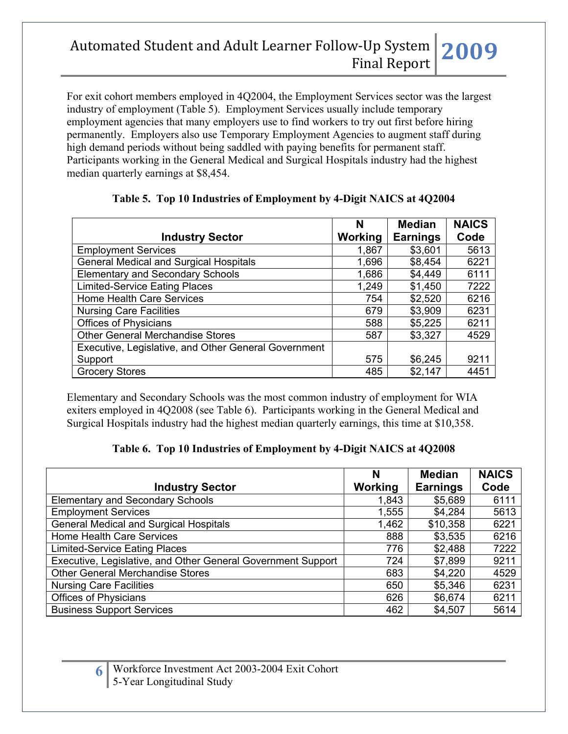For exit cohort members employed in 4Q2004, the Employment Services sector was the largest industry of employment (Table 5). Employment Services usually include temporary employment agencies that many employers use to find workers to try out first before hiring permanently. Employers also use Temporary Employment Agencies to augment staff during high demand periods without being saddled with paying benefits for permanent staff. Participants working in the General Medical and Surgical Hospitals industry had the highest median quarterly earnings at $8,454.

**Table 5. Top 10 Industries of Employment by 4-Digit NAICS at 4Q2004**

| Industry Sector | N Working | Median Earnings | NAICS Code |
|---|---|---|---|
| Employment Services | 1,867 | $3,601 | 5613 |
| General Medical and Surgical Hospitals | 1,696 | $8,454 | 6221 |
| Elementary and Secondary Schools | 1,686 | $4,449 | 6111 |
| Limited-Service Eating Places | 1,249 | $1,450 | 7222 |
| Home Health Care Services | 754 | $2,520 | 6216 |
| Nursing Care Facilities | 679 | $3,909 | 6231 |
| Offices of Physicians | 588 | $5,225 | 6211 |
| Other General Merchandise Stores | 587 | $3,327 | 4529 |
| Executive, Legislative, and Other General Government Support | 575 | $6,245 | 9211 |
| Grocery Stores | 485 | $2,147 | 4451 |

Elementary and Secondary Schools was the most common industry of employment for WIA exiters employed in 4Q2008 (see Table 6). Participants working in the General Medical and Surgical Hospitals industry had the highest median quarterly earnings, this time at $10,358.

**Table 6. Top 10 Industries of Employment by 4-Digit NAICS at 4Q2008**

| Industry Sector | N Working | Median Earnings | NAICS Code |
|---|---|---|---|
| Elementary and Secondary Schools | 1,843 | $5,689 | 6111 |
| Employment Services | 1,555 | $4,284 | 5613 |
| General Medical and Surgical Hospitals | 1,462 | $10,358 | 6221 |
| Home Health Care Services | 888 | $3,535 | 6216 |
| Limited-Service Eating Places | 776 | $2,488 | 7222 |
| Executive, Legislative, and Other General Government Support | 724 | $7,899 | 9211 |
| Other General Merchandise Stores | 683 | $4,220 | 4529 |
| Nursing Care Facilities | 650 | $5,346 | 6231 |
| Offices of Physicians | 626 | $6,674 | 6211 |
| Business Support Services | 462 | $4,507 | 5614 |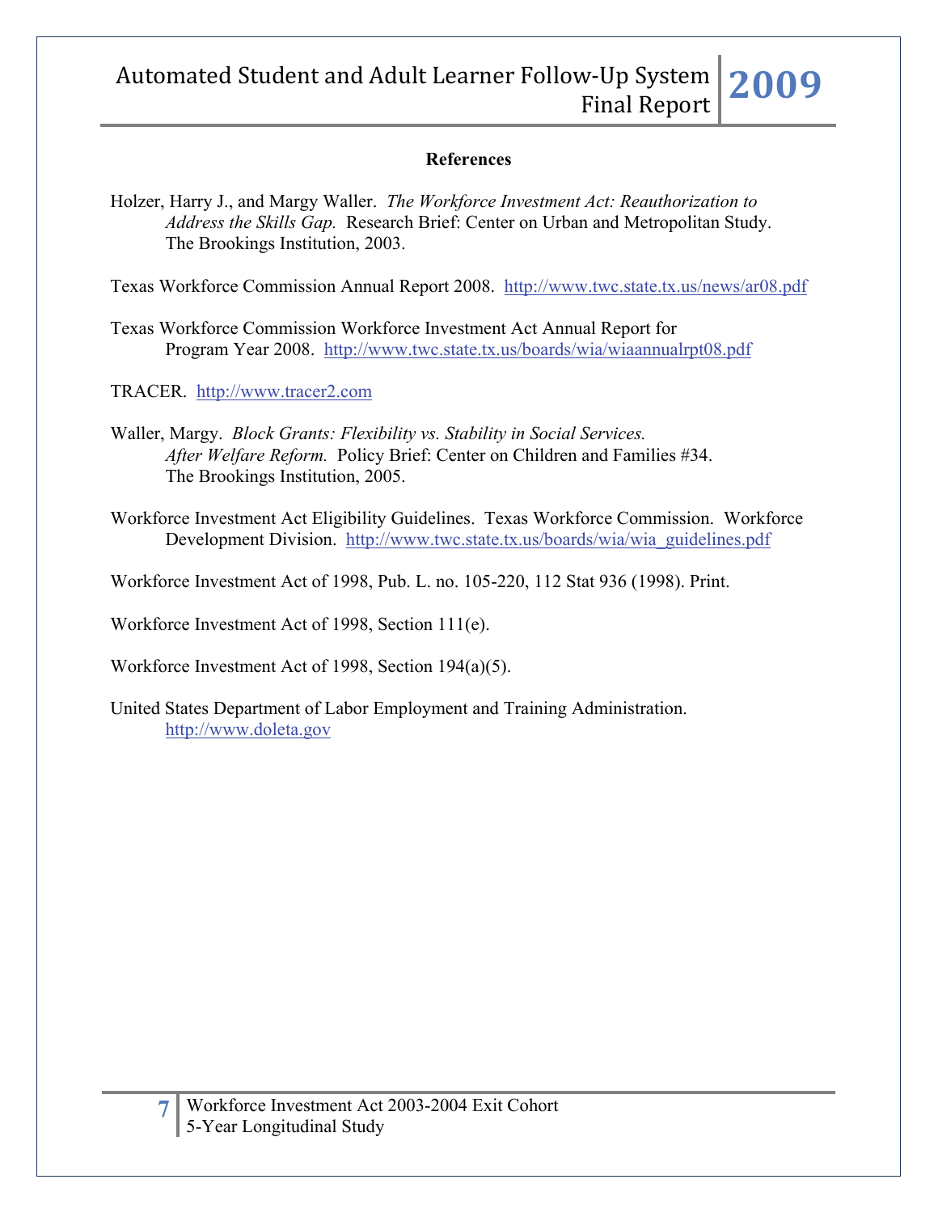## References

Holzer, Harry J., and Margy Waller. *The Workforce Investment Act: Reauthorization to Address the Skills Gap.* Research Brief: Center on Urban and Metropolitan Study. The Brookings Institution, 2003.

Texas Workforce Commission Annual Report 2008. http://www.twc.state.tx.us/news/ar08.pdf

Texas Workforce Commission Workforce Investment Act Annual Report for Program Year 2008. http://www.twc.state.tx.us/boards/wia/wiaannualrpt08.pdf

TRACER. http://www.tracer2.com

Waller, Margy. *Block Grants: Flexibility vs. Stability in Social Services. After Welfare Reform.* Policy Brief: Center on Children and Families #34. The Brookings Institution, 2005.

Workforce Investment Act Eligibility Guidelines. Texas Workforce Commission. Workforce Development Division. http://www.twc.state.tx.us/boards/wia/wia_guidelines.pdf

Workforce Investment Act of 1998, Pub. L. no. 105-220, 112 Stat 936 (1998). Print.

Workforce Investment Act of 1998, Section 111(e).

Workforce Investment Act of 1998, Section 194(a)(5).

United States Department of Labor Employment and Training Administration. http://www.doleta.gov